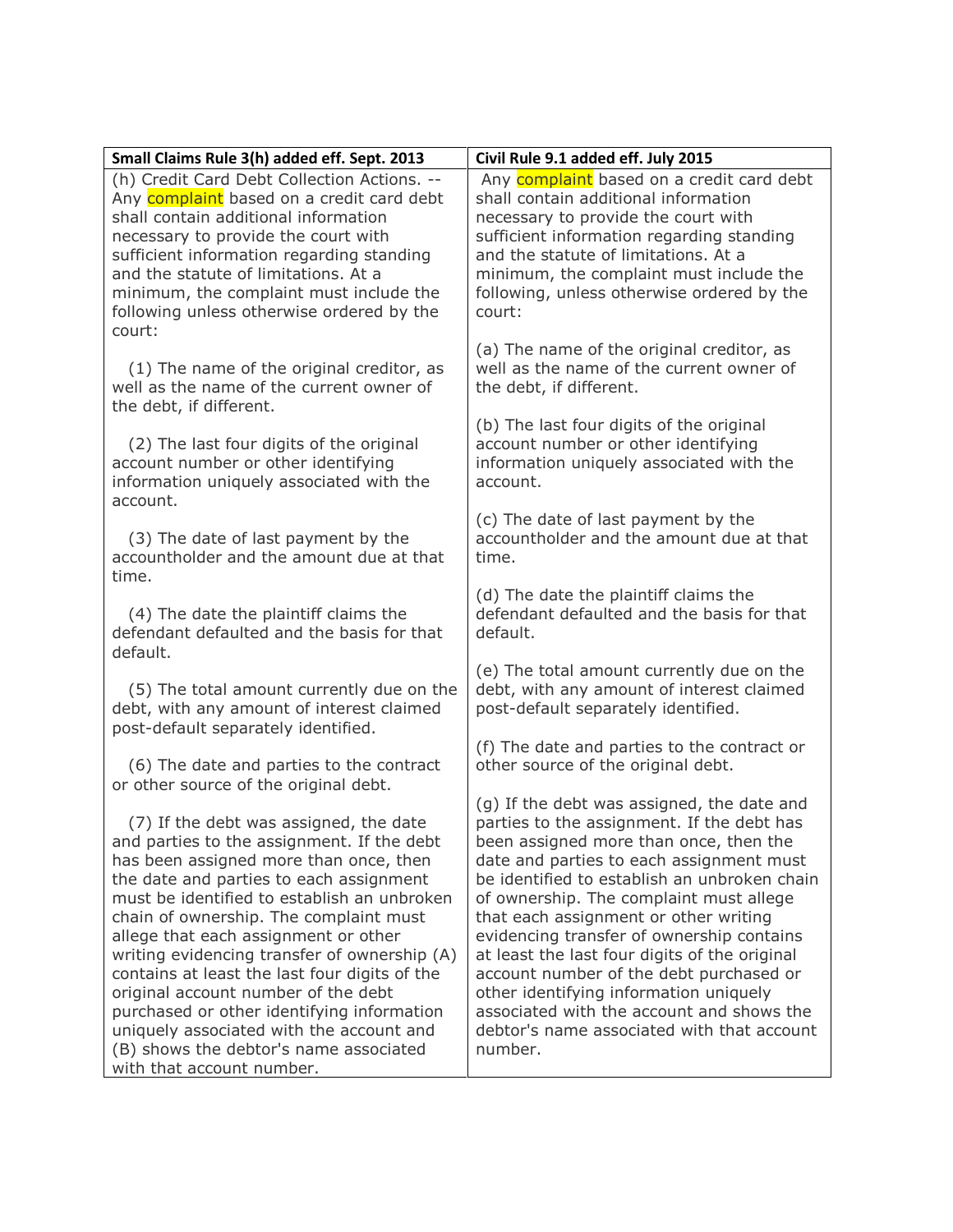| Small Claims Rule 3(h) added eff. Sept. 2013 | Civil Rule 9.1 added eff. July 2015 |
|---|---|
| (h) Credit Card Debt Collection Actions. -- Any complaint based on a credit card debt shall contain additional information necessary to provide the court with sufficient information regarding standing and the statute of limitations. At a minimum, the complaint must include the following unless otherwise ordered by the court:<br><br>(1) The name of the original creditor, as well as the name of the current owner of the debt, if different.<br><br>(2) The last four digits of the original account number or other identifying information uniquely associated with the account.<br><br>(3) The date of last payment by the accountholder and the amount due at that time.<br><br>(4) The date the plaintiff claims the defendant defaulted and the basis for that default.<br><br>(5) The total amount currently due on the debt, with any amount of interest claimed post-default separately identified.<br><br>(6) The date and parties to the contract or other source of the original debt.<br><br>(7) If the debt was assigned, the date and parties to the assignment. If the debt has been assigned more than once, then the date and parties to each assignment must be identified to establish an unbroken chain of ownership. The complaint must allege that each assignment or other writing evidencing transfer of ownership (A) contains at least the last four digits of the original account number of the debt purchased or other identifying information uniquely associated with the account and (B) shows the debtor's name associated with that account number. | Any complaint based on a credit card debt shall contain additional information necessary to provide the court with sufficient information regarding standing and the statute of limitations. At a minimum, the complaint must include the following, unless otherwise ordered by the court:<br><br>(a) The name of the original creditor, as well as the name of the current owner of the debt, if different.<br><br>(b) The last four digits of the original account number or other identifying information uniquely associated with the account.<br><br>(c) The date of last payment by the accountholder and the amount due at that time.<br><br>(d) The date the plaintiff claims the defendant defaulted and the basis for that default.<br><br>(e) The total amount currently due on the debt, with any amount of interest claimed post-default separately identified.<br><br>(f) The date and parties to the contract or other source of the original debt.<br><br>(g) If the debt was assigned, the date and parties to the assignment. If the debt has been assigned more than once, then the date and parties to each assignment must be identified to establish an unbroken chain of ownership. The complaint must allege that each assignment or other writing evidencing transfer of ownership contains at least the last four digits of the original account number of the debt purchased or other identifying information uniquely associated with the account and shows the debtor's name associated with that account number. |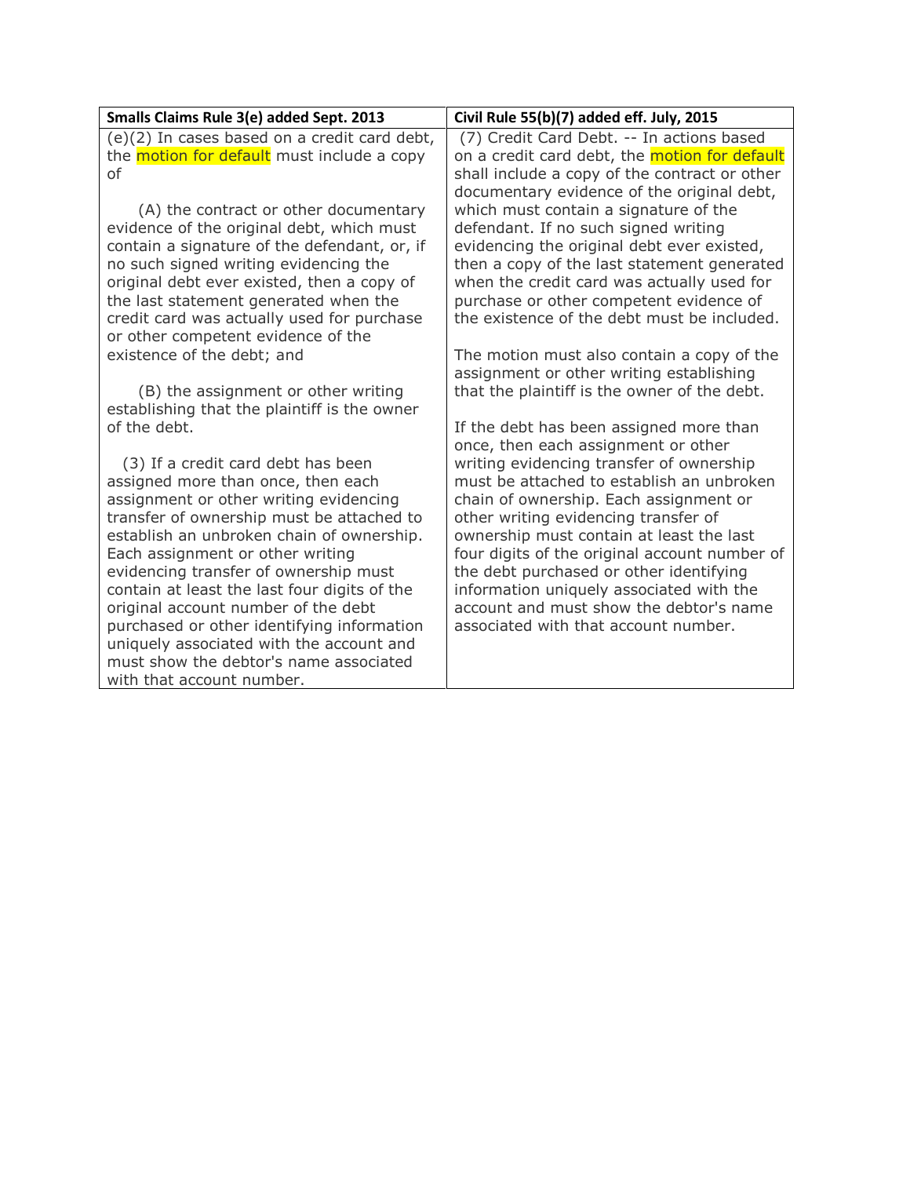| **Smalls Claims Rule 3(e) added Sept. 2013** | **Civil Rule 55(b)(7) added eff. July, 2015** |
| --- | --- |
| (e)(2) In cases based on a credit card debt, the motion for default must include a copy of<br><br>(A) the contract or other documentary evidence of the original debt, which must contain a signature of the defendant, or, if no such signed writing evidencing the original debt ever existed, then a copy of the last statement generated when the credit card was actually used for purchase or other competent evidence of the existence of the debt; and<br><br>(B) the assignment or other writing establishing that the plaintiff is the owner of the debt.<br><br>(3) If a credit card debt has been assigned more than once, then each assignment or other writing evidencing transfer of ownership must be attached to establish an unbroken chain of ownership. Each assignment or other writing evidencing transfer of ownership must contain at least the last four digits of the original account number of the debt purchased or other identifying information uniquely associated with the account and must show the debtor's name associated with that account number. | (7) Credit Card Debt. -- In actions based on a credit card debt, the motion for default shall include a copy of the contract or other documentary evidence of the original debt, which must contain a signature of the defendant. If no such signed writing evidencing the original debt ever existed, then a copy of the last statement generated when the credit card was actually used for purchase or other competent evidence of the existence of the debt must be included.<br><br>The motion must also contain a copy of the assignment or other writing establishing that the plaintiff is the owner of the debt.<br><br>If the debt has been assigned more than once, then each assignment or other writing evidencing transfer of ownership must be attached to establish an unbroken chain of ownership. Each assignment or other writing evidencing transfer of ownership must contain at least the last four digits of the original account number of the debt purchased or other identifying information uniquely associated with the account and must show the debtor's name associated with that account number. |